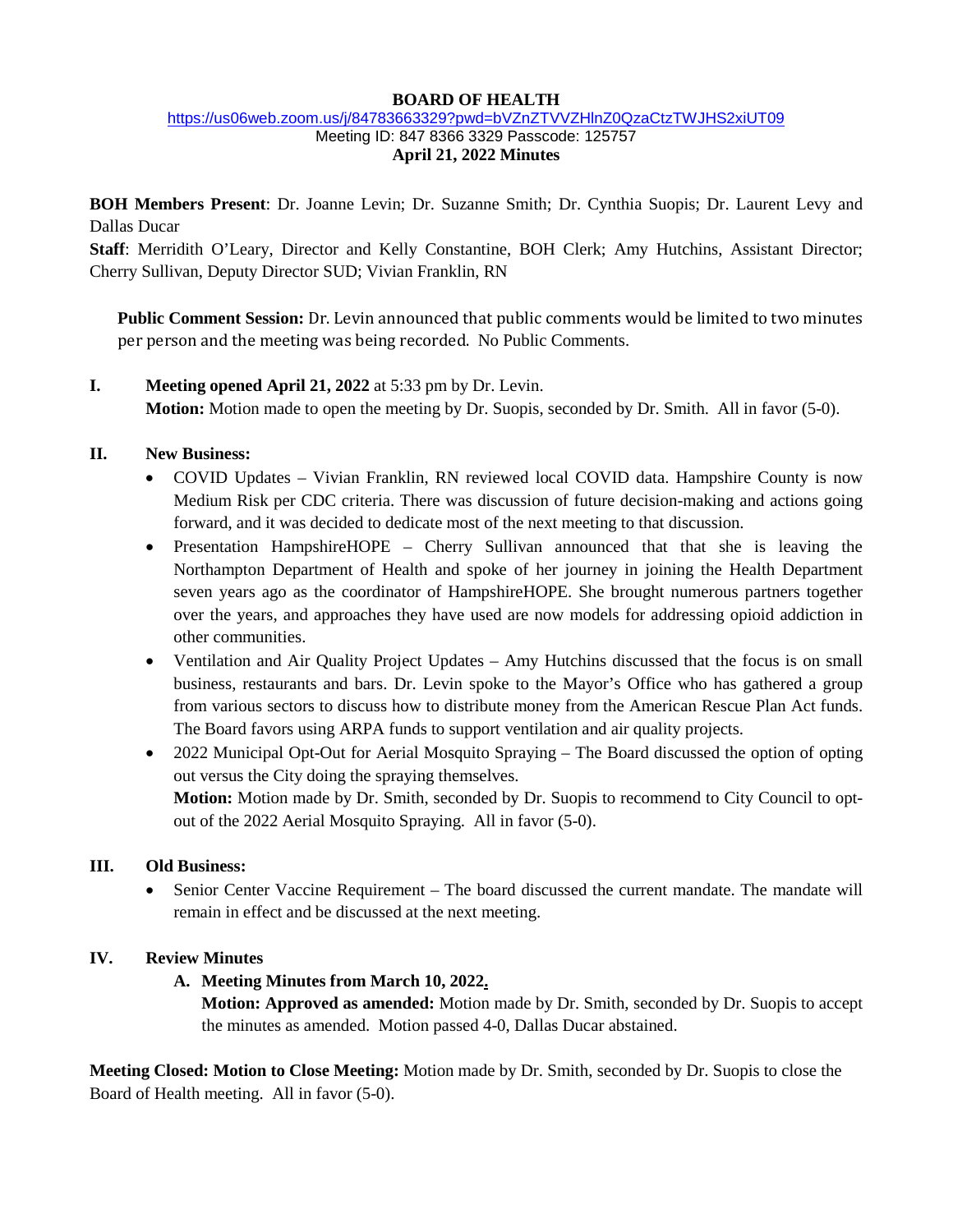**BOARD OF HEALTH**

https://us06web.zoom.us/j/84783663329?pwd=bVZnZTVVZHlnZ0QzaCtzTWJHS2xiUT09

Meeting ID: 847 8366 3329 Passcode: 125757

**April 21, 2022 Minutes**

**BOH Members Present**: Dr. Joanne Levin; Dr. Suzanne Smith; Dr. Cynthia Suopis; Dr. Laurent Levy and Dallas Ducar

**Staff**: Merridith O'Leary, Director and Kelly Constantine, BOH Clerk; Amy Hutchins, Assistant Director; Cherry Sullivan, Deputy Director SUD; Vivian Franklin, RN

**Public Comment Session:** Dr. Levin announced that public comments would be limited to two minutes per person and the meeting was being recorded. No Public Comments.

**I. Meeting opened April 21, 2022** at 5:33 pm by Dr. Levin.
**Motion:** Motion made to open the meeting by Dr. Suopis, seconded by Dr. Smith. All in favor (5-0).

**II. New Business:**

- COVID Updates – Vivian Franklin, RN reviewed local COVID data. Hampshire County is now Medium Risk per CDC criteria. There was discussion of future decision-making and actions going forward, and it was decided to dedicate most of the next meeting to that discussion.
- Presentation HampshireHOPE – Cherry Sullivan announced that that she is leaving the Northampton Department of Health and spoke of her journey in joining the Health Department seven years ago as the coordinator of HampshireHOPE. She brought numerous partners together over the years, and approaches they have used are now models for addressing opioid addiction in other communities.
- Ventilation and Air Quality Project Updates – Amy Hutchins discussed that the focus is on small business, restaurants and bars. Dr. Levin spoke to the Mayor's Office who has gathered a group from various sectors to discuss how to distribute money from the American Rescue Plan Act funds. The Board favors using ARPA funds to support ventilation and air quality projects.
- 2022 Municipal Opt-Out for Aerial Mosquito Spraying – The Board discussed the option of opting out versus the City doing the spraying themselves.
**Motion:** Motion made by Dr. Smith, seconded by Dr. Suopis to recommend to City Council to opt-out of the 2022 Aerial Mosquito Spraying. All in favor (5-0).

**III. Old Business:**

- Senior Center Vaccine Requirement – The board discussed the current mandate. The mandate will remain in effect and be discussed at the next meeting.

**IV. Review Minutes**

**A. Meeting Minutes from March 10, 2022.**
**Motion: Approved as amended:** Motion made by Dr. Smith, seconded by Dr. Suopis to accept the minutes as amended. Motion passed 4-0, Dallas Ducar abstained.

**Meeting Closed: Motion to Close Meeting:** Motion made by Dr. Smith, seconded by Dr. Suopis to close the Board of Health meeting. All in favor (5-0).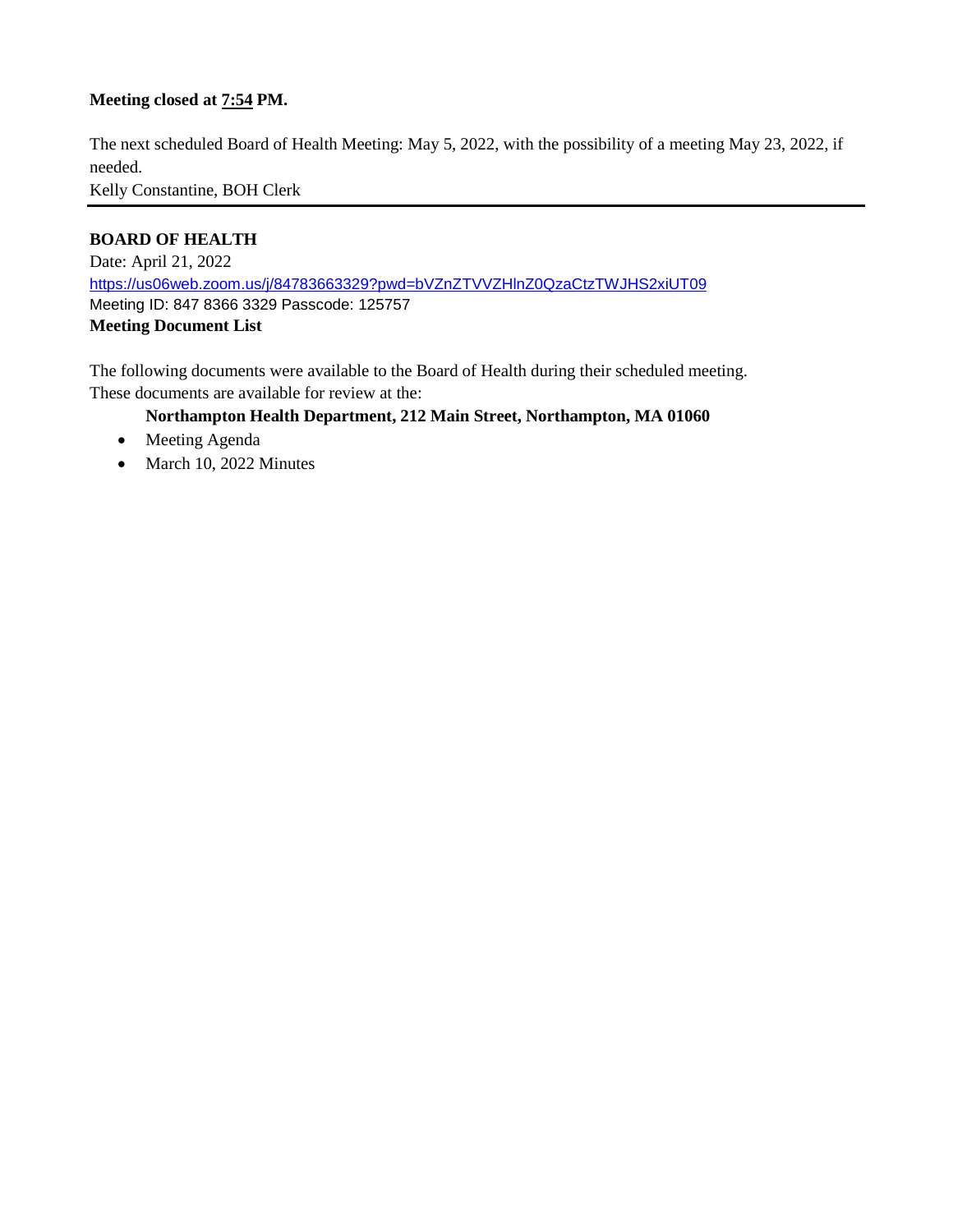**Meeting closed at 7:54 PM.**

The next scheduled Board of Health Meeting: May 5, 2022, with the possibility of a meeting May 23, 2022, if needed.
Kelly Constantine, BOH Clerk

---

**BOARD OF HEALTH**
Date: April 21, 2022
https://us06web.zoom.us/j/84783663329?pwd=bVZnZTVVZHlnZ0QzaCtzTWJHS2xiUT09
Meeting ID: 847 8366 3329 Passcode: 125757
**Meeting Document List**

The following documents were available to the Board of Health during their scheduled meeting.
These documents are available for review at the:

**Northampton Health Department, 212 Main Street, Northampton, MA 01060**

- Meeting Agenda
- March 10, 2022 Minutes